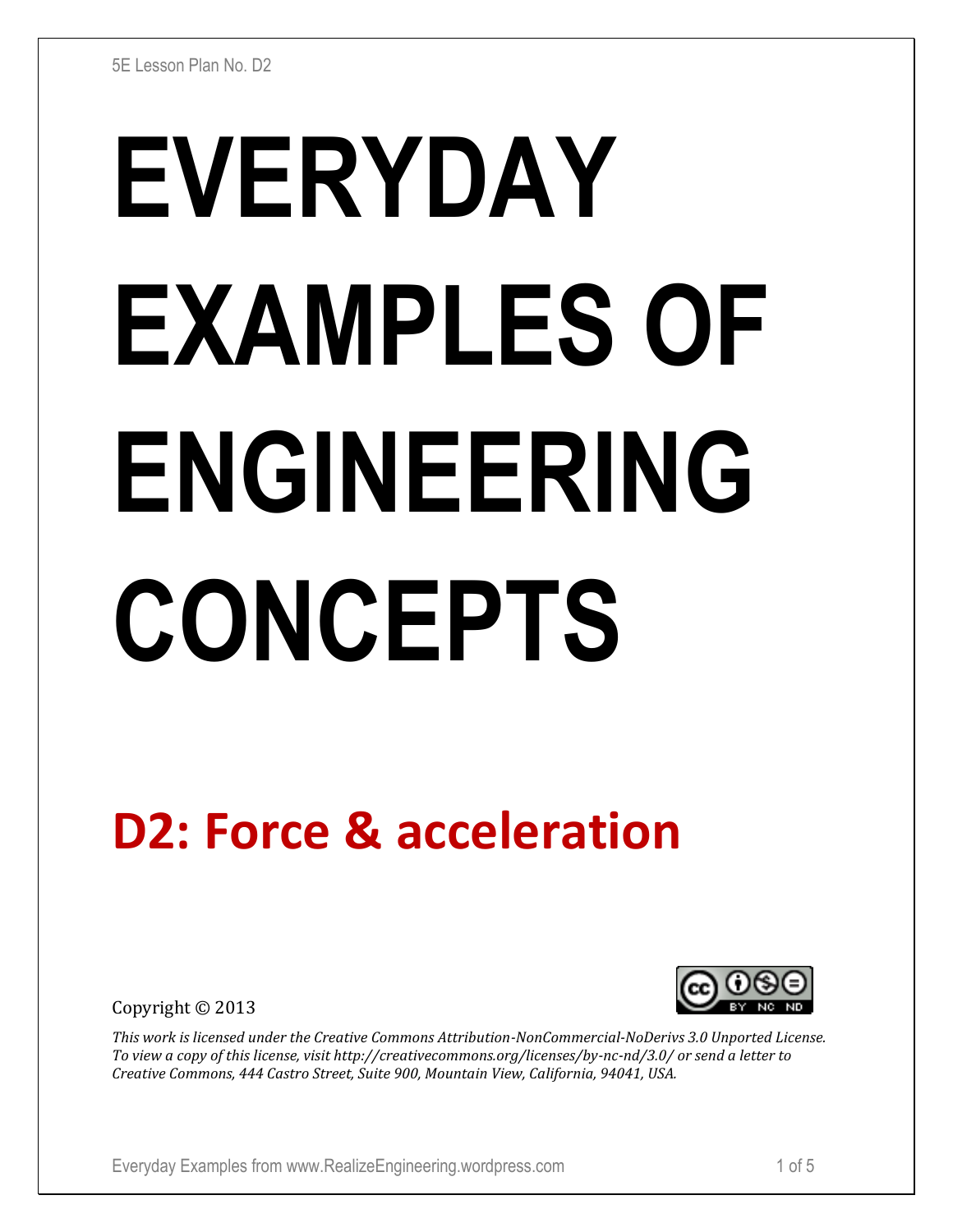5E Lesson Plan No. D2

# EVERYDAY EXAMPLES OF ENGINEERING CONCEPTS

## D2: Force & acceleration

Copyright © 2013

*This work is licensed under the Creative Commons Attribution-NonCommercial-NoDerivs 3.0 Unported License. To view a copy of this license, visit http://creativecommons.org/licenses/by-nc-nd/3.0/ or send a letter to Creative Commons, 444 Castro Street, Suite 900, Mountain View, California, 94041, USA.*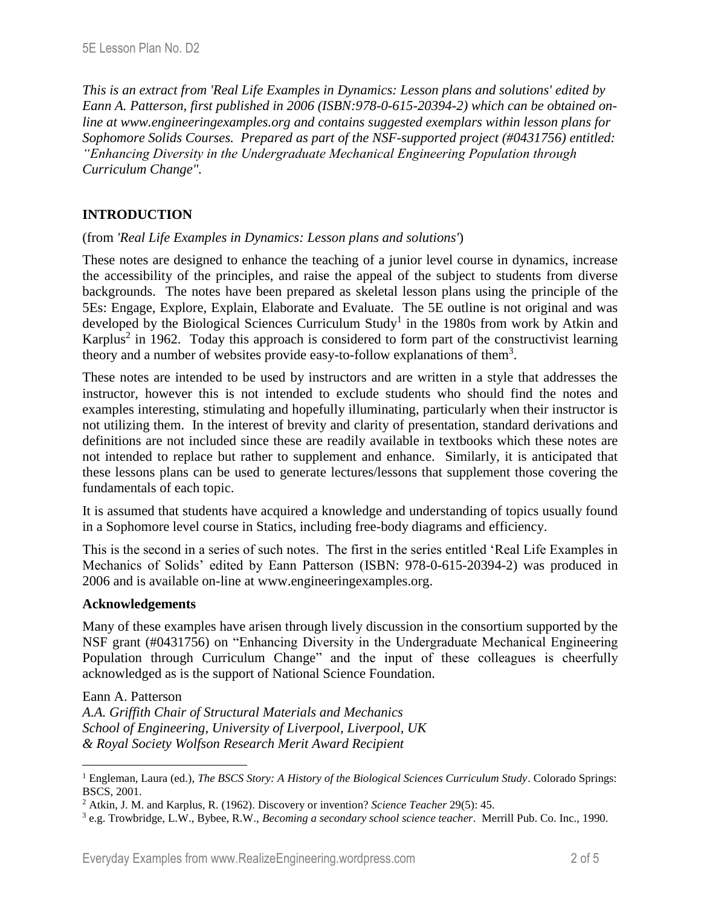*This is an extract from 'Real Life Examples in Dynamics: Lesson plans and solutions' edited by Eann A. Patterson, first published in 2006 (ISBN:978-0-615-20394-2) which can be obtained on-line at www.engineeringexamples.org and contains suggested exemplars within lesson plans for Sophomore Solids Courses. Prepared as part of the NSF-supported project (#0431756) entitled: "Enhancing Diversity in the Undergraduate Mechanical Engineering Population through Curriculum Change".*

## INTRODUCTION

(from *'Real Life Examples in Dynamics: Lesson plans and solutions'*)

These notes are designed to enhance the teaching of a junior level course in dynamics, increase the accessibility of the principles, and raise the appeal of the subject to students from diverse backgrounds. The notes have been prepared as skeletal lesson plans using the principle of the 5Es: Engage, Explore, Explain, Elaborate and Evaluate. The 5E outline is not original and was developed by the Biological Sciences Curriculum Study[1] in the 1980s from work by Atkin and Karplus[2] in 1962. Today this approach is considered to form part of the constructivist learning theory and a number of websites provide easy-to-follow explanations of them[3].

These notes are intended to be used by instructors and are written in a style that addresses the instructor, however this is not intended to exclude students who should find the notes and examples interesting, stimulating and hopefully illuminating, particularly when their instructor is not utilizing them. In the interest of brevity and clarity of presentation, standard derivations and definitions are not included since these are readily available in textbooks which these notes are not intended to replace but rather to supplement and enhance. Similarly, it is anticipated that these lessons plans can be used to generate lectures/lessons that supplement those covering the fundamentals of each topic.

It is assumed that students have acquired a knowledge and understanding of topics usually found in a Sophomore level course in Statics, including free-body diagrams and efficiency.

This is the second in a series of such notes. The first in the series entitled 'Real Life Examples in Mechanics of Solids' edited by Eann Patterson (ISBN: 978-0-615-20394-2) was produced in 2006 and is available on-line at www.engineeringexamples.org.

### Acknowledgements

Many of these examples have arisen through lively discussion in the consortium supported by the NSF grant (#0431756) on "Enhancing Diversity in the Undergraduate Mechanical Engineering Population through Curriculum Change" and the input of these colleagues is cheerfully acknowledged as is the support of National Science Foundation.

Eann A. Patterson  
*A.A. Griffith Chair of Structural Materials and Mechanics*  
*School of Engineering, University of Liverpool, Liverpool, UK*  
*& Royal Society Wolfson Research Merit Award Recipient*

---

[1] Engleman, Laura (ed.), *The BSCS Story: A History of the Biological Sciences Curriculum Study*. Colorado Springs: BSCS, 2001.

[2] Atkin, J. M. and Karplus, R. (1962). Discovery or invention? *Science Teacher* 29(5): 45.

[3] e.g. Trowbridge, L.W., Bybee, R.W., *Becoming a secondary school science teacher*. Merrill Pub. Co. Inc., 1990.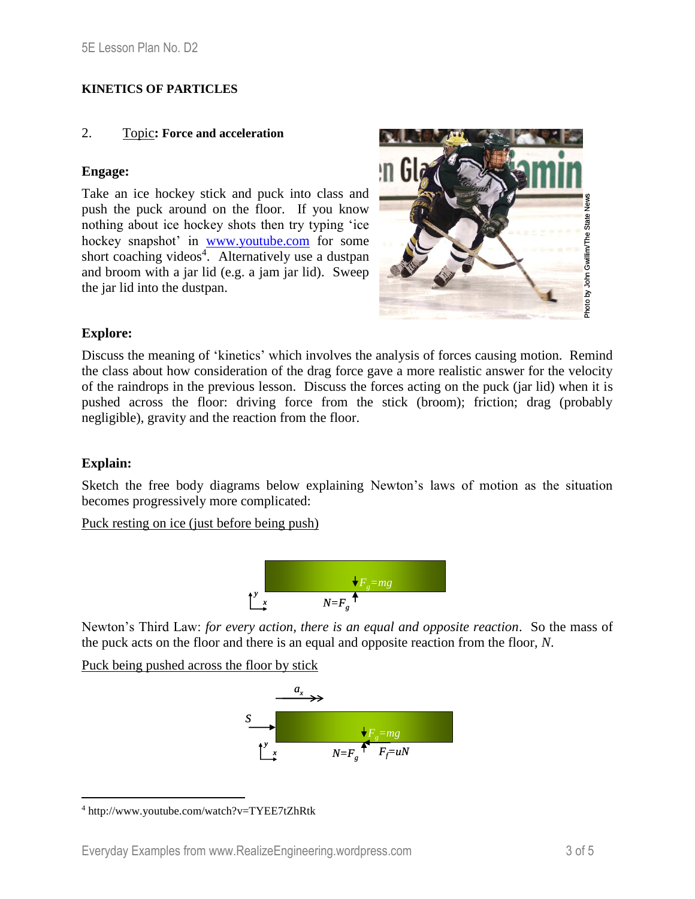**KINETICS OF PARTICLES**

2. Topic: **Force and acceleration**

**Engage:**

Take an ice hockey stick and puck into class and push the puck around on the floor. If you know nothing about ice hockey shots then try typing 'ice hockey snapshot' in www.youtube.com for some short coaching videos[4]. Alternatively use a dustpan and broom with a jar lid (e.g. a jam jar lid). Sweep the jar lid into the dustpan.

Photo by John Gwillim/The State News

**Explore:**

Discuss the meaning of 'kinetics' which involves the analysis of forces causing motion. Remind the class about how consideration of the drag force gave a more realistic answer for the velocity of the raindrops in the previous lesson. Discuss the forces acting on the puck (jar lid) when it is pushed across the floor: driving force from the stick (broom); friction; drag (probably negligible), gravity and the reaction from the floor.

**Explain:**

Sketch the free body diagrams below explaining Newton's laws of motion as the situation becomes progressively more complicated:

Puck resting on ice (just before being push)

$F_g = mg$

$N = F_g$

Newton's Third Law: *for every action, there is an equal and opposite reaction*. So the mass of the puck acts on the floor and there is an equal and opposite reaction from the floor, $N$.

Puck being pushed across the floor by stick

$a_x$

$S$

$F_g = mg$

$N = F_g$ $\quad F_f = uN$

---

[4] http://www.youtube.com/watch?v=TYEE7tZhRtk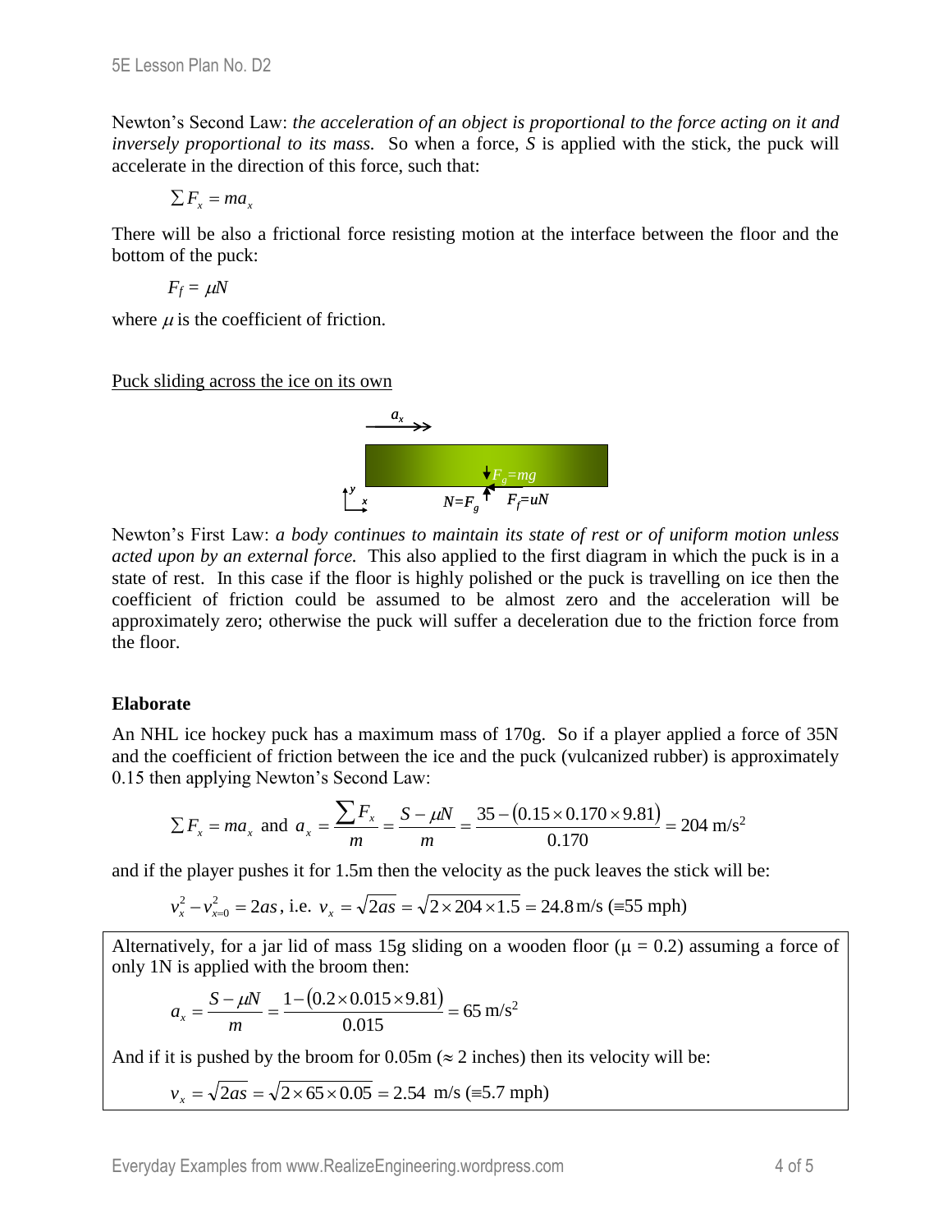Newton's Second Law: *the acceleration of an object is proportional to the force acting on it and inversely proportional to its mass.* So when a force, $S$ is applied with the stick, the puck will accelerate in the direction of this force, such that:

$$\sum F_x = ma_x$$

There will be also a frictional force resisting motion at the interface between the floor and the bottom of the puck:

$$F_f = \mu N$$

where $\mu$ is the coefficient of friction.

Puck sliding across the ice on its own

Newton's First Law: *a body continues to maintain its state of rest or of uniform motion unless acted upon by an external force.* This also applied to the first diagram in which the puck is in a state of rest. In this case if the floor is highly polished or the puck is travelling on ice then the coefficient of friction could be assumed to be almost zero and the acceleration will be approximately zero; otherwise the puck will suffer a deceleration due to the friction force from the floor.

### Elaborate

An NHL ice hockey puck has a maximum mass of 170g. So if a player applied a force of 35N and the coefficient of friction between the ice and the puck (vulcanized rubber) is approximately 0.15 then applying Newton's Second Law:

$$\sum F_x = ma_x \text{ and } a_x = \frac{\sum F_x}{m} = \frac{S - \mu N}{m} = \frac{35 - (0.15 \times 0.170 \times 9.81)}{0.170} = 204 \text{ m/s}^2$$

and if the player pushes it for 1.5m then the velocity as the puck leaves the stick will be:

$$v_x^2 - v_{x=0}^2 = 2as \text{, i.e. } v_x = \sqrt{2as} = \sqrt{2 \times 204 \times 1.5} = 24.8 \text{ m/s } (\equiv 55 \text{ mph})$$

Alternatively, for a jar lid of mass 15g sliding on a wooden floor ($\mu = 0.2$) assuming a force of only 1N is applied with the broom then:

$$a_x = \frac{S - \mu N}{m} = \frac{1 - (0.2 \times 0.015 \times 9.81)}{0.015} = 65 \text{ m/s}^2$$

And if it is pushed by the broom for 0.05m ($\approx$ 2 inches) then its velocity will be:

$$v_x = \sqrt{2as} = \sqrt{2 \times 65 \times 0.05} = 2.54 \text{ m/s } (\equiv 5.7 \text{ mph})$$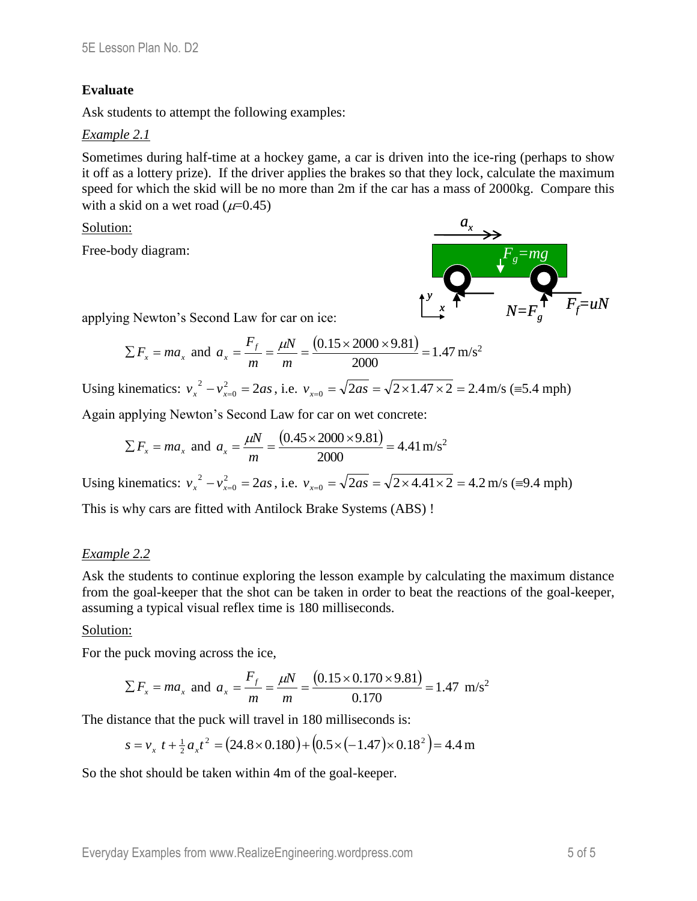**Evaluate**

Ask students to attempt the following examples:

*Example 2.1*

Sometimes during half-time at a hockey game, a car is driven into the ice-ring (perhaps to show it off as a lottery prize). If the driver applies the brakes so that they lock, calculate the maximum speed for which the skid will be no more than 2m if the car has a mass of 2000kg. Compare this with a skid on a wet road ($\mu$=0.45)

Solution:

Free-body diagram:

$a_x$

$F_g=mg$

$N=F_g$

$F_f=uN$

applying Newton's Second Law for car on ice:

$$\sum F_x = ma_x \text{ and } a_x = \frac{F_f}{m} = \frac{\mu N}{m} = \frac{(0.15 \times 2000 \times 9.81)}{2000} = 1.47 \text{ m/s}^2$$

Using kinematics: $v_x^{\ 2} - v_{x=0}^2 = 2as$, i.e. $v_{x=0} = \sqrt{2as} = \sqrt{2 \times 1.47 \times 2} = 2.4$ m/s ($\equiv$5.4 mph)

Again applying Newton's Second Law for car on wet concrete:

$$\sum F_x = ma_x \text{ and } a_x = \frac{\mu N}{m} = \frac{(0.45 \times 2000 \times 9.81)}{2000} = 4.41 \text{ m/s}^2$$

Using kinematics: $v_x^{\ 2} - v_{x=0}^2 = 2as$, i.e. $v_{x=0} = \sqrt{2as} = \sqrt{2 \times 4.41 \times 2} = 4.2$ m/s ($\equiv$9.4 mph)

This is why cars are fitted with Antilock Brake Systems (ABS) !

*Example 2.2*

Ask the students to continue exploring the lesson example by calculating the maximum distance from the goal-keeper that the shot can be taken in order to beat the reactions of the goal-keeper, assuming a typical visual reflex time is 180 milliseconds.

Solution:

For the puck moving across the ice,

$$\sum F_x = ma_x \text{ and } a_x = \frac{F_f}{m} = \frac{\mu N}{m} = \frac{(0.15 \times 0.170 \times 9.81)}{0.170} = 1.47 \text{ m/s}^2$$

The distance that the puck will travel in 180 milliseconds is:

$$s = v_x\ t + \tfrac{1}{2} a_x t^2 = (24.8 \times 0.180) + \left(0.5 \times (-1.47) \times 0.18^2\right) = 4.4 \text{ m}$$

So the shot should be taken within 4m of the goal-keeper.